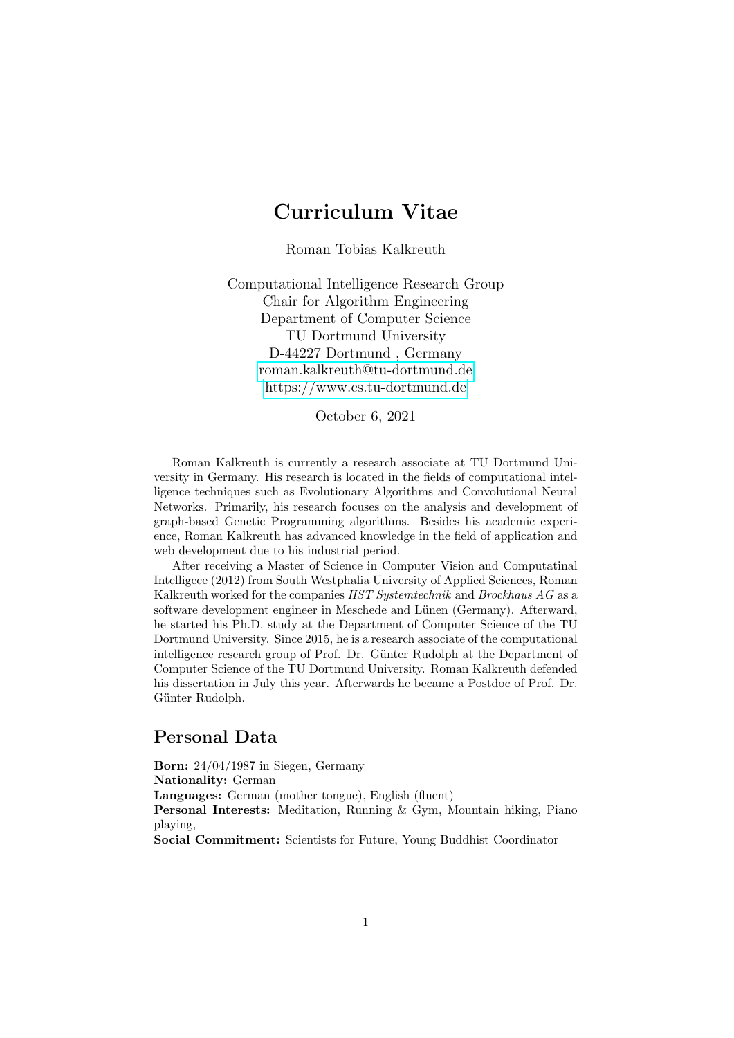# Curriculum Vitae

Roman Tobias Kalkreuth

Computational Intelligence Research Group
Chair for Algorithm Engineering
Department of Computer Science
TU Dortmund University
D-44227 Dortmund , Germany
roman.kalkreuth@tu-dortmund.de
https://www.cs.tu-dortmund.de

October 6, 2021

Roman Kalkreuth is currently a research associate at TU Dortmund University in Germany. His research is located in the fields of computational intelligence techniques such as Evolutionary Algorithms and Convolutional Neural Networks. Primarily, his research focuses on the analysis and development of graph-based Genetic Programming algorithms. Besides his academic experience, Roman Kalkreuth has advanced knowledge in the field of application and web development due to his industrial period.

After receiving a Master of Science in Computer Vision and Computatinal Intelligece (2012) from South Westphalia University of Applied Sciences, Roman Kalkreuth worked for the companies *HST Systemtechnik* and *Brockhaus AG* as a software development engineer in Meschede and Lünen (Germany). Afterward, he started his Ph.D. study at the Department of Computer Science of the TU Dortmund University. Since 2015, he is a research associate of the computational intelligence research group of Prof. Dr. Günter Rudolph at the Department of Computer Science of the TU Dortmund University. Roman Kalkreuth defended his dissertation in July this year. Afterwards he became a Postdoc of Prof. Dr. Günter Rudolph.

## Personal Data

**Born:** 24/04/1987 in Siegen, Germany
**Nationality:** German
**Languages:** German (mother tongue), English (fluent)
**Personal Interests:** Meditation, Running & Gym, Mountain hiking, Piano playing,
**Social Commitment:** Scientists for Future, Young Buddhist Coordinator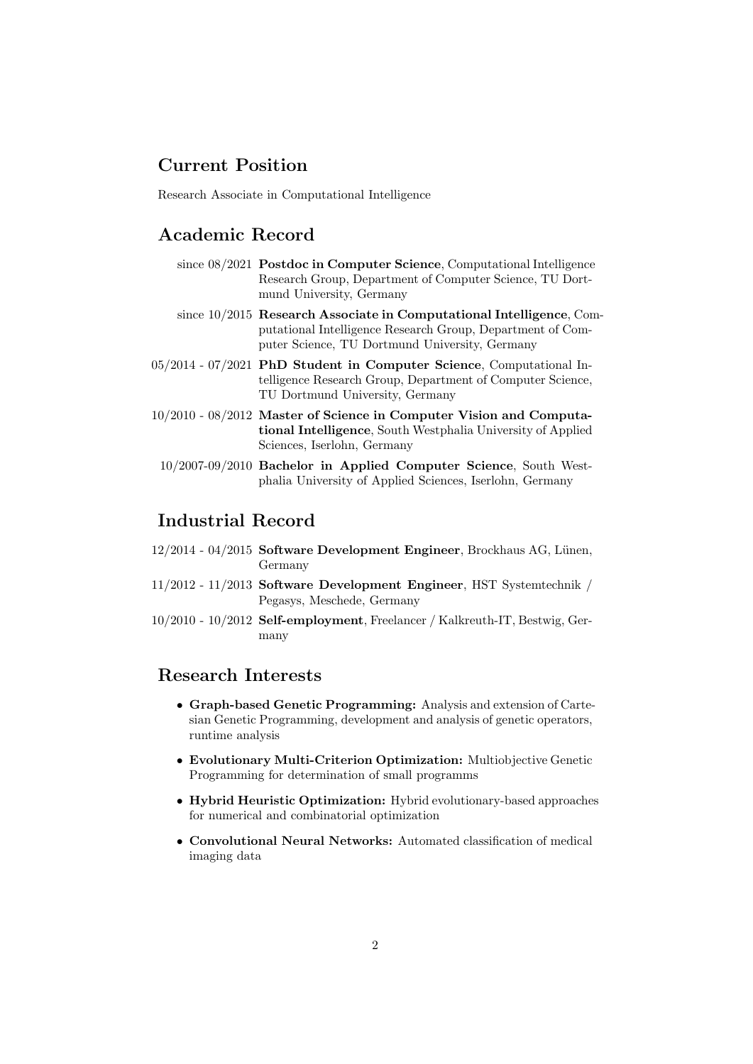## Current Position

Research Associate in Computational Intelligence

## Academic Record

- since 08/2021 **Postdoc in Computer Science**, Computational Intelligence Research Group, Department of Computer Science, TU Dortmund University, Germany
- since 10/2015 **Research Associate in Computational Intelligence**, Computational Intelligence Research Group, Department of Computer Science, TU Dortmund University, Germany
- 05/2014 - 07/2021 **PhD Student in Computer Science**, Computational Intelligence Research Group, Department of Computer Science, TU Dortmund University, Germany
- 10/2010 - 08/2012 **Master of Science in Computer Vision and Computational Intelligence**, South Westphalia University of Applied Sciences, Iserlohn, Germany
- 10/2007-09/2010 **Bachelor in Applied Computer Science**, South Westphalia University of Applied Sciences, Iserlohn, Germany

## Industrial Record

- 12/2014 - 04/2015 **Software Development Engineer**, Brockhaus AG, Lünen, Germany
- 11/2012 - 11/2013 **Software Development Engineer**, HST Systemtechnik / Pegasys, Meschede, Germany
- 10/2010 - 10/2012 **Self-employment**, Freelancer / Kalkreuth-IT, Bestwig, Germany

## Research Interests

- **Graph-based Genetic Programming:** Analysis and extension of Cartesian Genetic Programming, development and analysis of genetic operators, runtime analysis
- **Evolutionary Multi-Criterion Optimization:** Multiobjective Genetic Programming for determination of small programms
- **Hybrid Heuristic Optimization:** Hybrid evolutionary-based approaches for numerical and combinatorial optimization
- **Convolutional Neural Networks:** Automated classification of medical imaging data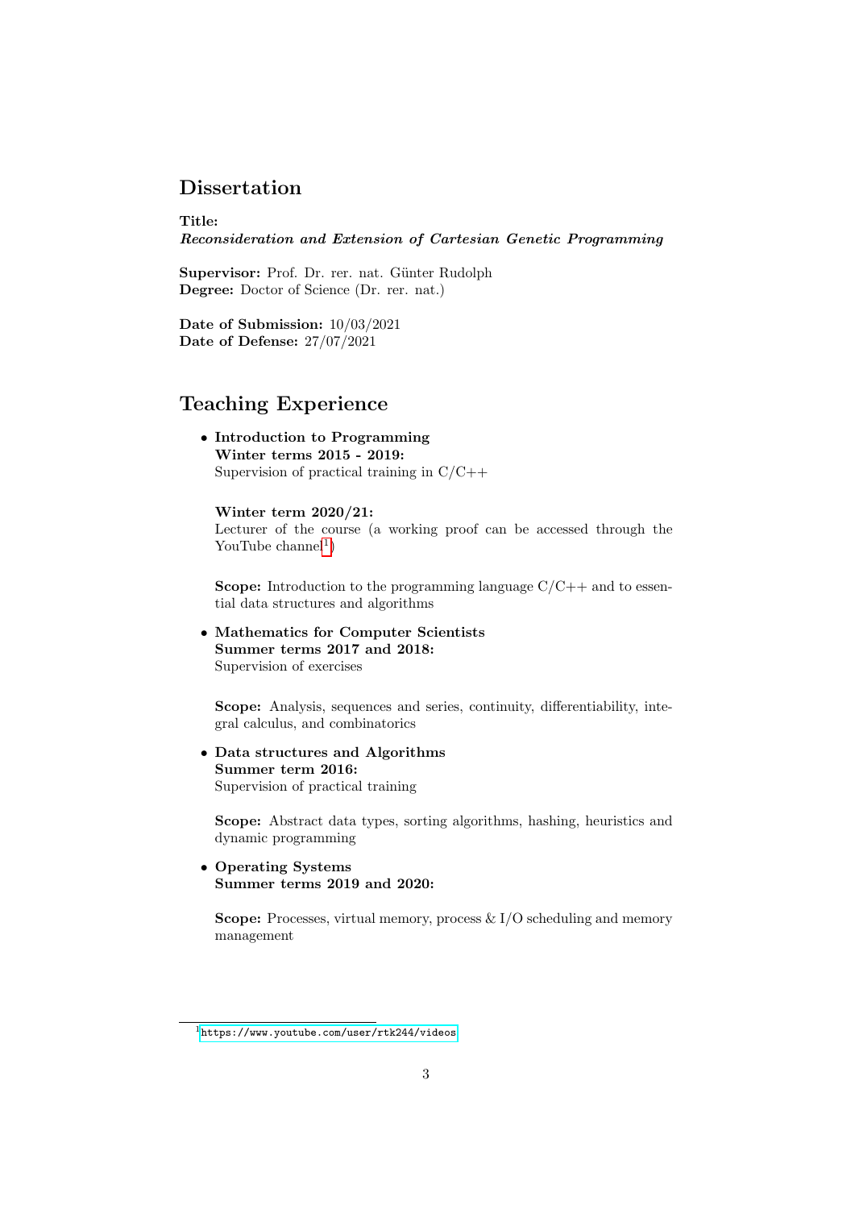## Dissertation

**Title:**
***Reconsideration and Extension of Cartesian Genetic Programming***

**Supervisor:** Prof. Dr. rer. nat. Günter Rudolph
**Degree:** Doctor of Science (Dr. rer. nat.)

**Date of Submission:** 10/03/2021
**Date of Defense:** 27/07/2021

## Teaching Experience

- **Introduction to Programming**
  **Winter terms 2015 - 2019:**
  Supervision of practical training in C/C++

  **Winter term 2020/21:**
  Lecturer of the course (a working proof can be accessed through the YouTube channel[1])

  **Scope:** Introduction to the programming language C/C++ and to essential data structures and algorithms

- **Mathematics for Computer Scientists**
  **Summer terms 2017 and 2018:**
  Supervision of exercises

  **Scope:** Analysis, sequences and series, continuity, differentiability, integral calculus, and combinatorics

- **Data structures and Algorithms**
  **Summer term 2016:**
  Supervision of practical training

  **Scope:** Abstract data types, sorting algorithms, hashing, heuristics and dynamic programming

- **Operating Systems**
  **Summer terms 2019 and 2020:**

  **Scope:** Processes, virtual memory, process & I/O scheduling and memory management

---

[1] https://www.youtube.com/user/rtk244/videos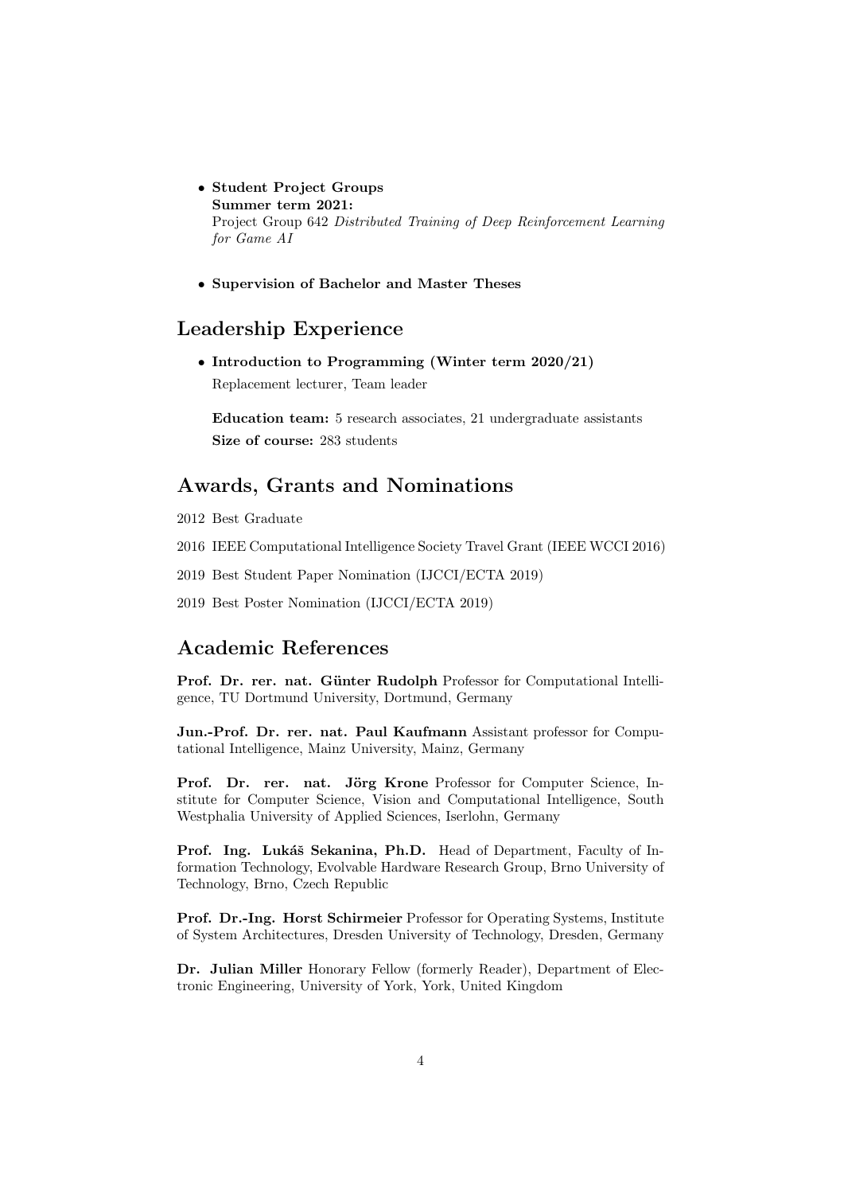- **Student Project Groups**
  **Summer term 2021:**
  Project Group 642 *Distributed Training of Deep Reinforcement Learning for Game AI*

- **Supervision of Bachelor and Master Theses**

## Leadership Experience

- **Introduction to Programming (Winter term 2020/21)**
  Replacement lecturer, Team leader

  **Education team:** 5 research associates, 21 undergraduate assistants
  **Size of course:** 283 students

## Awards, Grants and Nominations

2012 Best Graduate

2016 IEEE Computational Intelligence Society Travel Grant (IEEE WCCI 2016)

2019 Best Student Paper Nomination (IJCCI/ECTA 2019)

2019 Best Poster Nomination (IJCCI/ECTA 2019)

## Academic References

**Prof. Dr. rer. nat. Günter Rudolph** Professor for Computational Intelligence, TU Dortmund University, Dortmund, Germany

**Jun.-Prof. Dr. rer. nat. Paul Kaufmann** Assistant professor for Computational Intelligence, Mainz University, Mainz, Germany

**Prof. Dr. rer. nat. Jörg Krone** Professor for Computer Science, Institute for Computer Science, Vision and Computational Intelligence, South Westphalia University of Applied Sciences, Iserlohn, Germany

**Prof. Ing. Lukáš Sekanina, Ph.D.** Head of Department, Faculty of Information Technology, Evolvable Hardware Research Group, Brno University of Technology, Brno, Czech Republic

**Prof. Dr.-Ing. Horst Schirmeier** Professor for Operating Systems, Institute of System Architectures, Dresden University of Technology, Dresden, Germany

**Dr. Julian Miller** Honorary Fellow (formerly Reader), Department of Electronic Engineering, University of York, York, United Kingdom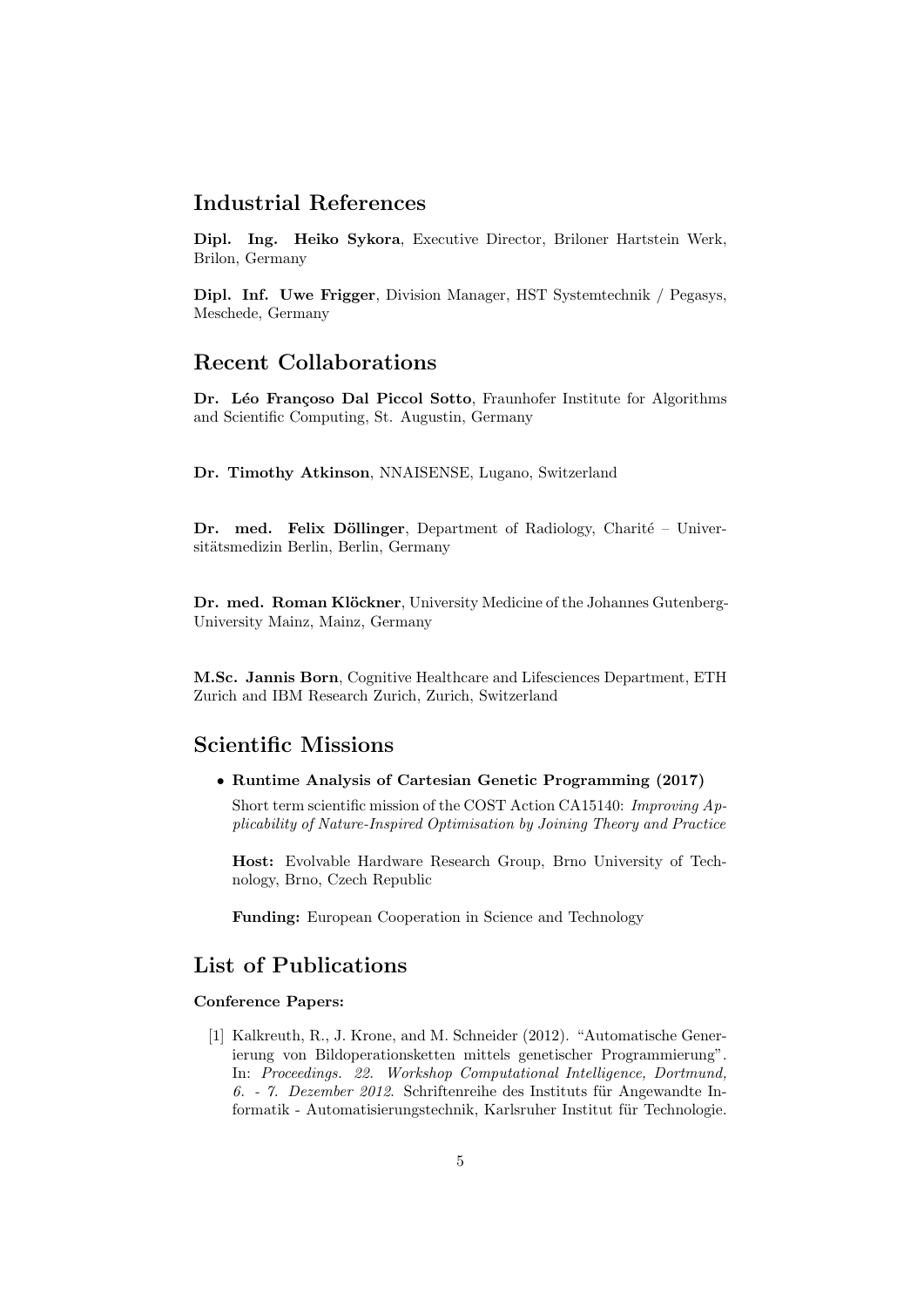## Industrial References

**Dipl. Ing. Heiko Sykora**, Executive Director, Briloner Hartstein Werk, Brilon, Germany

**Dipl. Inf. Uwe Frigger**, Division Manager, HST Systemtechnik / Pegasys, Meschede, Germany

## Recent Collaborations

**Dr. Léo Françoso Dal Piccol Sotto**, Fraunhofer Institute for Algorithms and Scientific Computing, St. Augustin, Germany

**Dr. Timothy Atkinson**, NNAISENSE, Lugano, Switzerland

**Dr. med. Felix Döllinger**, Department of Radiology, Charité – Universitätsmedizin Berlin, Berlin, Germany

**Dr. med. Roman Klöckner**, University Medicine of the Johannes Gutenberg-University Mainz, Mainz, Germany

**M.Sc. Jannis Born**, Cognitive Healthcare and Lifesciences Department, ETH Zurich and IBM Research Zurich, Zurich, Switzerland

## Scientific Missions

- **Runtime Analysis of Cartesian Genetic Programming (2017)**

  Short term scientific mission of the COST Action CA15140: *Improving Applicability of Nature-Inspired Optimisation by Joining Theory and Practice*

  **Host:** Evolvable Hardware Research Group, Brno University of Technology, Brno, Czech Republic

  **Funding:** European Cooperation in Science and Technology

## List of Publications

**Conference Papers:**

[1] Kalkreuth, R., J. Krone, and M. Schneider (2012). "Automatische Generierung von Bildoperationsketten mittels genetischer Programmierung". In: *Proceedings. 22. Workshop Computational Intelligence, Dortmund, 6. - 7. Dezember 2012*. Schriftenreihe des Instituts für Angewandte Informatik - Automatisierungstechnik, Karlsruher Institut für Technologie.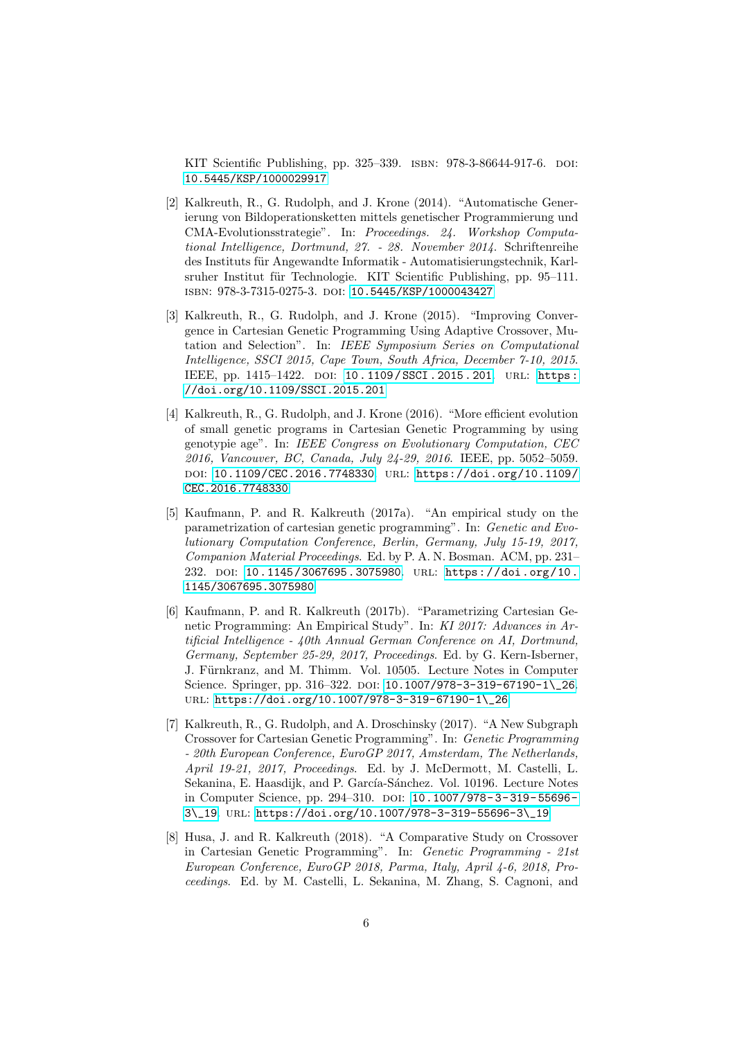KIT Scientific Publishing, pp. 325–339. ISBN: 978-3-86644-917-6. DOI: 10.5445/KSP/1000029917

[2] Kalkreuth, R., G. Rudolph, and J. Krone (2014). "Automatische Generierung von Bildoperationsketten mittels genetischer Programmierung und CMA-Evolutionsstrategie". In: *Proceedings. 24. Workshop Computational Intelligence, Dortmund, 27. - 28. November 2014*. Schriftenreihe des Instituts für Angewandte Informatik - Automatisierungstechnik, Karlsruher Institut für Technologie. KIT Scientific Publishing, pp. 95–111. ISBN: 978-3-7315-0275-3. DOI: 10.5445/KSP/1000043427

[3] Kalkreuth, R., G. Rudolph, and J. Krone (2015). "Improving Convergence in Cartesian Genetic Programming Using Adaptive Crossover, Mutation and Selection". In: *IEEE Symposium Series on Computational Intelligence, SSCI 2015, Cape Town, South Africa, December 7-10, 2015*. IEEE, pp. 1415–1422. DOI: 10.1109/SSCI.2015.201. URL: https://doi.org/10.1109/SSCI.2015.201

[4] Kalkreuth, R., G. Rudolph, and J. Krone (2016). "More efficient evolution of small genetic programs in Cartesian Genetic Programming by using genotypie age". In: *IEEE Congress on Evolutionary Computation, CEC 2016, Vancouver, BC, Canada, July 24-29, 2016*. IEEE, pp. 5052–5059. DOI: 10.1109/CEC.2016.7748330. URL: https://doi.org/10.1109/CEC.2016.7748330

[5] Kaufmann, P. and R. Kalkreuth (2017a). "An empirical study on the parametrization of cartesian genetic programming". In: *Genetic and Evolutionary Computation Conference, Berlin, Germany, July 15-19, 2017, Companion Material Proceedings*. Ed. by P. A. N. Bosman. ACM, pp. 231–232. DOI: 10.1145/3067695.3075980. URL: https://doi.org/10.1145/3067695.3075980

[6] Kaufmann, P. and R. Kalkreuth (2017b). "Parametrizing Cartesian Genetic Programming: An Empirical Study". In: *KI 2017: Advances in Artificial Intelligence - 40th Annual German Conference on AI, Dortmund, Germany, September 25-29, 2017, Proceedings*. Ed. by G. Kern-Isberner, J. Fürnkranz, and M. Thimm. Vol. 10505. Lecture Notes in Computer Science. Springer, pp. 316–322. DOI: 10.1007/978-3-319-67190-1\_26. URL: https://doi.org/10.1007/978-3-319-67190-1\_26

[7] Kalkreuth, R., G. Rudolph, and A. Droschinsky (2017). "A New Subgraph Crossover for Cartesian Genetic Programming". In: *Genetic Programming - 20th European Conference, EuroGP 2017, Amsterdam, The Netherlands, April 19-21, 2017, Proceedings*. Ed. by J. McDermott, M. Castelli, L. Sekanina, E. Haasdijk, and P. García-Sánchez. Vol. 10196. Lecture Notes in Computer Science, pp. 294–310. DOI: 10.1007/978-3-319-55696-3\_19. URL: https://doi.org/10.1007/978-3-319-55696-3\_19

[8] Husa, J. and R. Kalkreuth (2018). "A Comparative Study on Crossover in Cartesian Genetic Programming". In: *Genetic Programming - 21st European Conference, EuroGP 2018, Parma, Italy, April 4-6, 2018, Proceedings*. Ed. by M. Castelli, L. Sekanina, M. Zhang, S. Cagnoni, and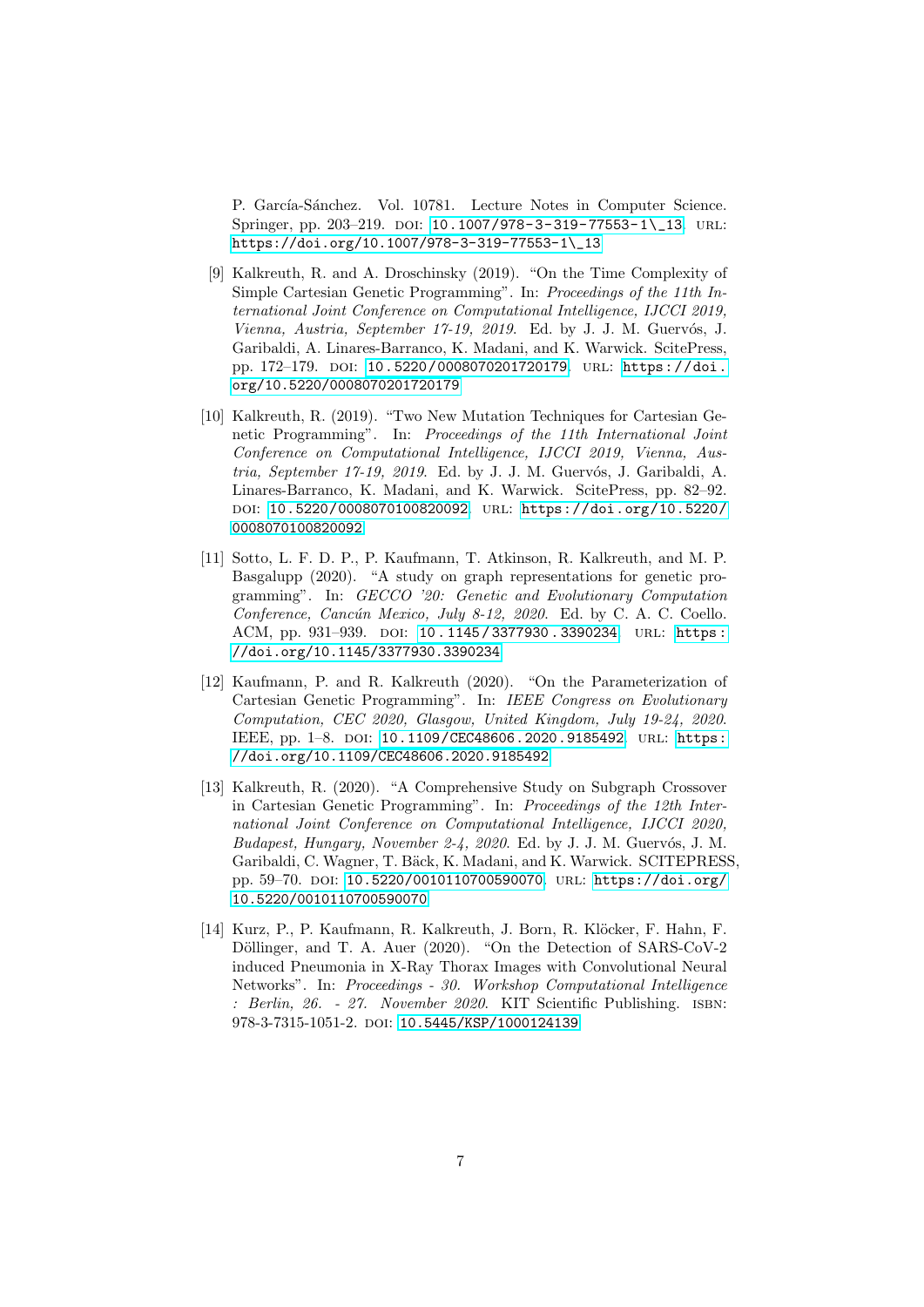P. García-Sánchez. Vol. 10781. Lecture Notes in Computer Science. Springer, pp. 203–219. DOI: 10.1007/978-3-319-77553-1\_13. URL: https://doi.org/10.1007/978-3-319-77553-1\_13

[9] Kalkreuth, R. and A. Droschinsky (2019). "On the Time Complexity of Simple Cartesian Genetic Programming". In: *Proceedings of the 11th International Joint Conference on Computational Intelligence, IJCCI 2019, Vienna, Austria, September 17-19, 2019.* Ed. by J. J. M. Guervós, J. Garibaldi, A. Linares-Barranco, K. Madani, and K. Warwick. ScitePress, pp. 172–179. DOI: 10.5220/0008070201720179. URL: https://doi.org/10.5220/0008070201720179

[10] Kalkreuth, R. (2019). "Two New Mutation Techniques for Cartesian Genetic Programming". In: *Proceedings of the 11th International Joint Conference on Computational Intelligence, IJCCI 2019, Vienna, Austria, September 17-19, 2019.* Ed. by J. J. M. Guervós, J. Garibaldi, A. Linares-Barranco, K. Madani, and K. Warwick. ScitePress, pp. 82–92. DOI: 10.5220/0008070100820092. URL: https://doi.org/10.5220/0008070100820092

[11] Sotto, L. F. D. P., P. Kaufmann, T. Atkinson, R. Kalkreuth, and M. P. Basgalupp (2020). "A study on graph representations for genetic programming". In: *GECCO '20: Genetic and Evolutionary Computation Conference, Cancún Mexico, July 8-12, 2020.* Ed. by C. A. C. Coello. ACM, pp. 931–939. DOI: 10.1145/3377930.3390234. URL: https://doi.org/10.1145/3377930.3390234

[12] Kaufmann, P. and R. Kalkreuth (2020). "On the Parameterization of Cartesian Genetic Programming". In: *IEEE Congress on Evolutionary Computation, CEC 2020, Glasgow, United Kingdom, July 19-24, 2020.* IEEE, pp. 1–8. DOI: 10.1109/CEC48606.2020.9185492. URL: https://doi.org/10.1109/CEC48606.2020.9185492

[13] Kalkreuth, R. (2020). "A Comprehensive Study on Subgraph Crossover in Cartesian Genetic Programming". In: *Proceedings of the 12th International Joint Conference on Computational Intelligence, IJCCI 2020, Budapest, Hungary, November 2-4, 2020.* Ed. by J. J. M. Guervós, J. M. Garibaldi, C. Wagner, T. Bäck, K. Madani, and K. Warwick. SCITEPRESS, pp. 59–70. DOI: 10.5220/0010110700590070. URL: https://doi.org/10.5220/0010110700590070

[14] Kurz, P., P. Kaufmann, R. Kalkreuth, J. Born, R. Klöcker, F. Hahn, F. Döllinger, and T. A. Auer (2020). "On the Detection of SARS-CoV-2 induced Pneumonia in X-Ray Thorax Images with Convolutional Neural Networks". In: *Proceedings - 30. Workshop Computational Intelligence : Berlin, 26. - 27. November 2020.* KIT Scientific Publishing. ISBN: 978-3-7315-1051-2. DOI: 10.5445/KSP/1000124139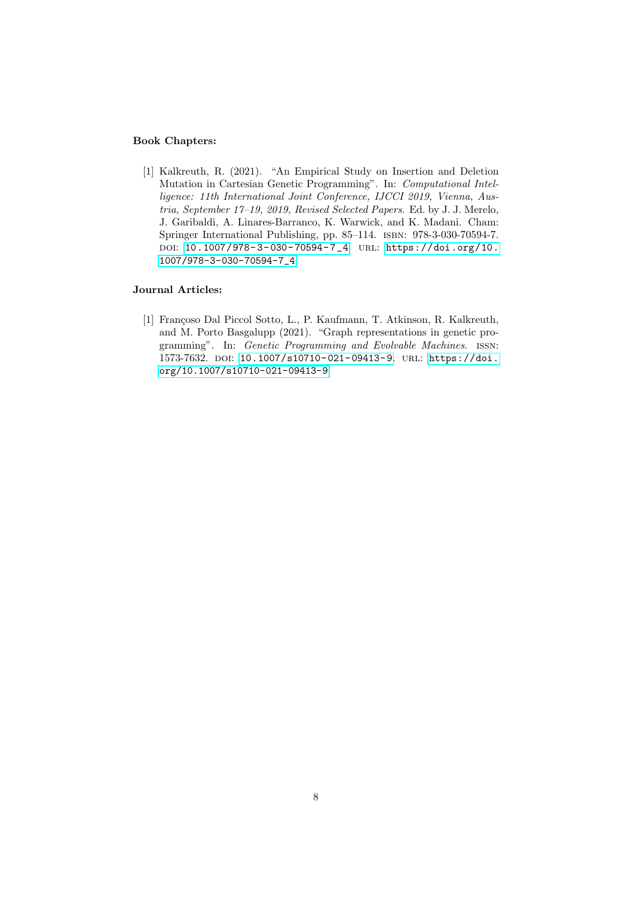**Book Chapters:**

[1] Kalkreuth, R. (2021). "An Empirical Study on Insertion and Deletion Mutation in Cartesian Genetic Programming". In: *Computational Intelligence: 11th International Joint Conference, IJCCI 2019, Vienna, Austria, September 17–19, 2019, Revised Selected Papers*. Ed. by J. J. Merelo, J. Garibaldi, A. Linares-Barranco, K. Warwick, and K. Madani. Cham: Springer International Publishing, pp. 85–114. ISBN: 978-3-030-70594-7. DOI: 10.1007/978-3-030-70594-7_4. URL: https://doi.org/10.1007/978-3-030-70594-7_4.

**Journal Articles:**

[1] Françoso Dal Piccol Sotto, L., P. Kaufmann, T. Atkinson, R. Kalkreuth, and M. Porto Basgalupp (2021). "Graph representations in genetic programming". In: *Genetic Programming and Evolvable Machines*. ISSN: 1573-7632. DOI: 10.1007/s10710-021-09413-9. URL: https://doi.org/10.1007/s10710-021-09413-9.